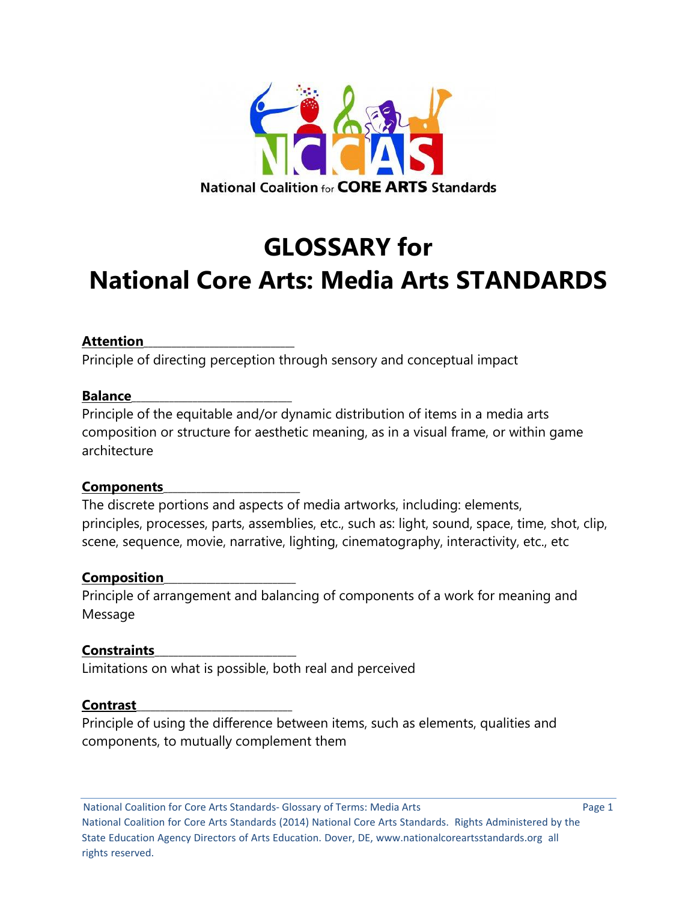National Coalition for CORE ARTS Standards

# GLOSSARY for National Core Arts: Media Arts STANDARDS

**Attention**

Principle of directing perception through sensory and conceptual impact

**Balance**

Principle of the equitable and/or dynamic distribution of items in a media arts composition or structure for aesthetic meaning, as in a visual frame, or within game architecture

**Components**

The discrete portions and aspects of media artworks, including: elements, principles, processes, parts, assemblies, etc., such as: light, sound, space, time, shot, clip, scene, sequence, movie, narrative, lighting, cinematography, interactivity, etc., etc

**Composition**

Principle of arrangement and balancing of components of a work for meaning and Message

**Constraints**

Limitations on what is possible, both real and perceived

**Contrast**

Principle of using the difference between items, such as elements, qualities and components, to mutually complement them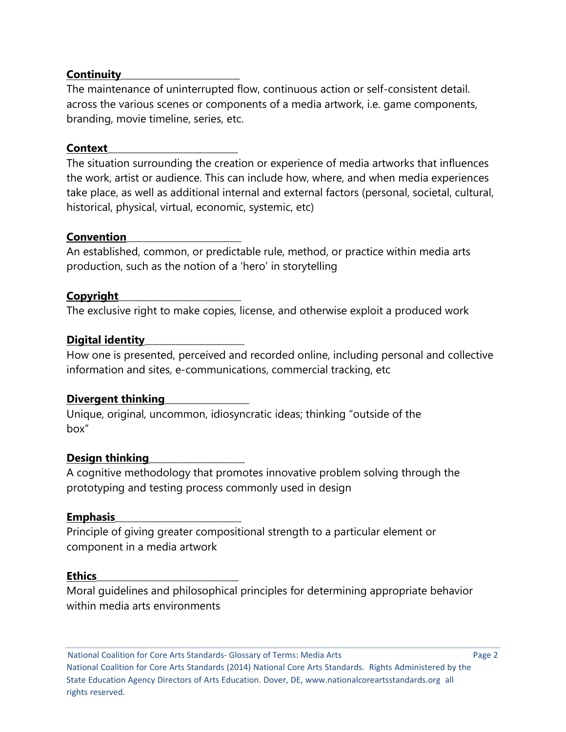**Continuity**

The maintenance of uninterrupted flow, continuous action or self-consistent detail. across the various scenes or components of a media artwork, i.e. game components, branding, movie timeline, series, etc.

**Context**

The situation surrounding the creation or experience of media artworks that influences the work, artist or audience. This can include how, where, and when media experiences take place, as well as additional internal and external factors (personal, societal, cultural, historical, physical, virtual, economic, systemic, etc)

**Convention**

An established, common, or predictable rule, method, or practice within media arts production, such as the notion of a 'hero' in storytelling

**Copyright**

The exclusive right to make copies, license, and otherwise exploit a produced work

**Digital identity**

How one is presented, perceived and recorded online, including personal and collective information and sites, e-communications, commercial tracking, etc

**Divergent thinking**

Unique, original, uncommon, idiosyncratic ideas; thinking "outside of the box"

**Design thinking**

A cognitive methodology that promotes innovative problem solving through the prototyping and testing process commonly used in design

**Emphasis**

Principle of giving greater compositional strength to a particular element or component in a media artwork

**Ethics**

Moral guidelines and philosophical principles for determining appropriate behavior within media arts environments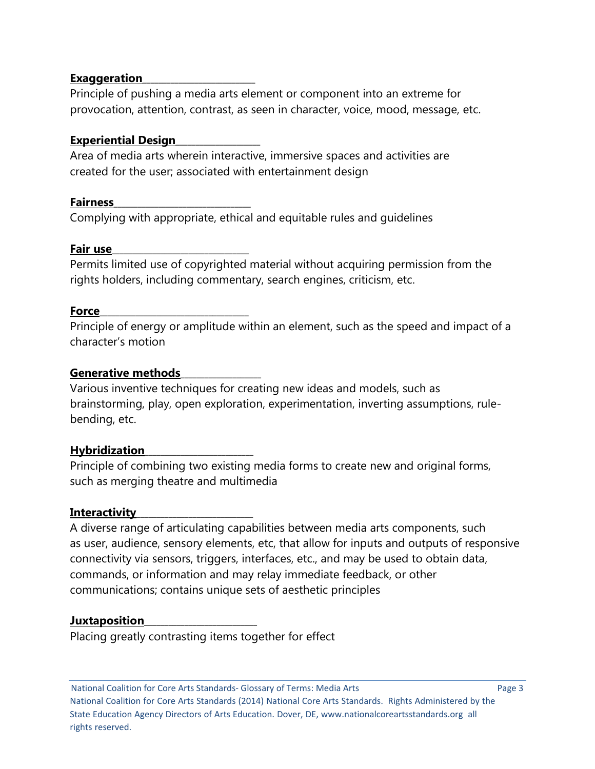**Exaggeration**

Principle of pushing a media arts element or component into an extreme for provocation, attention, contrast, as seen in character, voice, mood, message, etc.

**Experiential Design**

Area of media arts wherein interactive, immersive spaces and activities are created for the user; associated with entertainment design

**Fairness**

Complying with appropriate, ethical and equitable rules and guidelines

**Fair use**

Permits limited use of copyrighted material without acquiring permission from the rights holders, including commentary, search engines, criticism, etc.

**Force**

Principle of energy or amplitude within an element, such as the speed and impact of a character's motion

**Generative methods**

Various inventive techniques for creating new ideas and models, such as brainstorming, play, open exploration, experimentation, inverting assumptions, rule-bending, etc.

**Hybridization**

Principle of combining two existing media forms to create new and original forms, such as merging theatre and multimedia

**Interactivity**

A diverse range of articulating capabilities between media arts components, such as user, audience, sensory elements, etc, that allow for inputs and outputs of responsive connectivity via sensors, triggers, interfaces, etc., and may be used to obtain data, commands, or information and may relay immediate feedback, or other communications; contains unique sets of aesthetic principles

**Juxtaposition**

Placing greatly contrasting items together for effect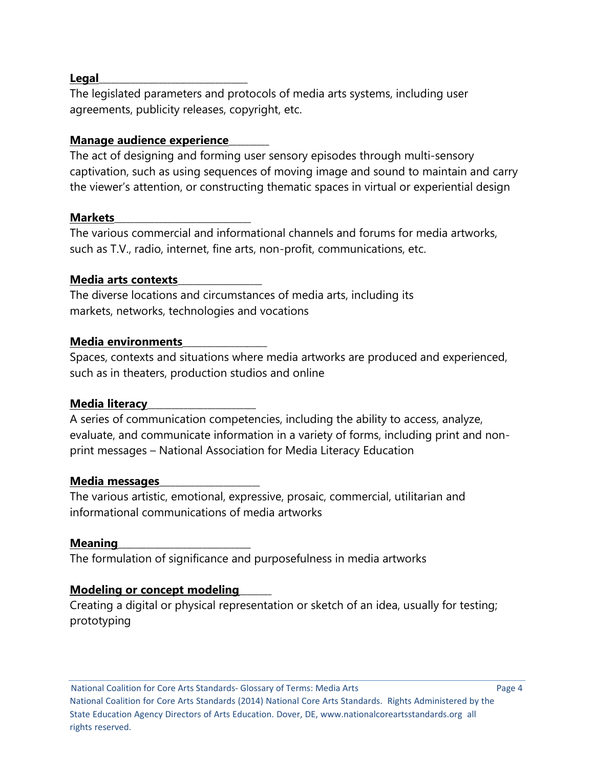**Legal**

The legislated parameters and protocols of media arts systems, including user agreements, publicity releases, copyright, etc.

**Manage audience experience**

The act of designing and forming user sensory episodes through multi-sensory captivation, such as using sequences of moving image and sound to maintain and carry the viewer's attention, or constructing thematic spaces in virtual or experiential design

**Markets**

The various commercial and informational channels and forums for media artworks, such as T.V., radio, internet, fine arts, non-profit, communications, etc.

**Media arts contexts**

The diverse locations and circumstances of media arts, including its markets, networks, technologies and vocations

**Media environments**

Spaces, contexts and situations where media artworks are produced and experienced, such as in theaters, production studios and online

**Media literacy**

A series of communication competencies, including the ability to access, analyze, evaluate, and communicate information in a variety of forms, including print and non-print messages – National Association for Media Literacy Education

**Media messages**

The various artistic, emotional, expressive, prosaic, commercial, utilitarian and informational communications of media artworks

**Meaning**

The formulation of significance and purposefulness in media artworks

**Modeling or concept modeling**

Creating a digital or physical representation or sketch of an idea, usually for testing; prototyping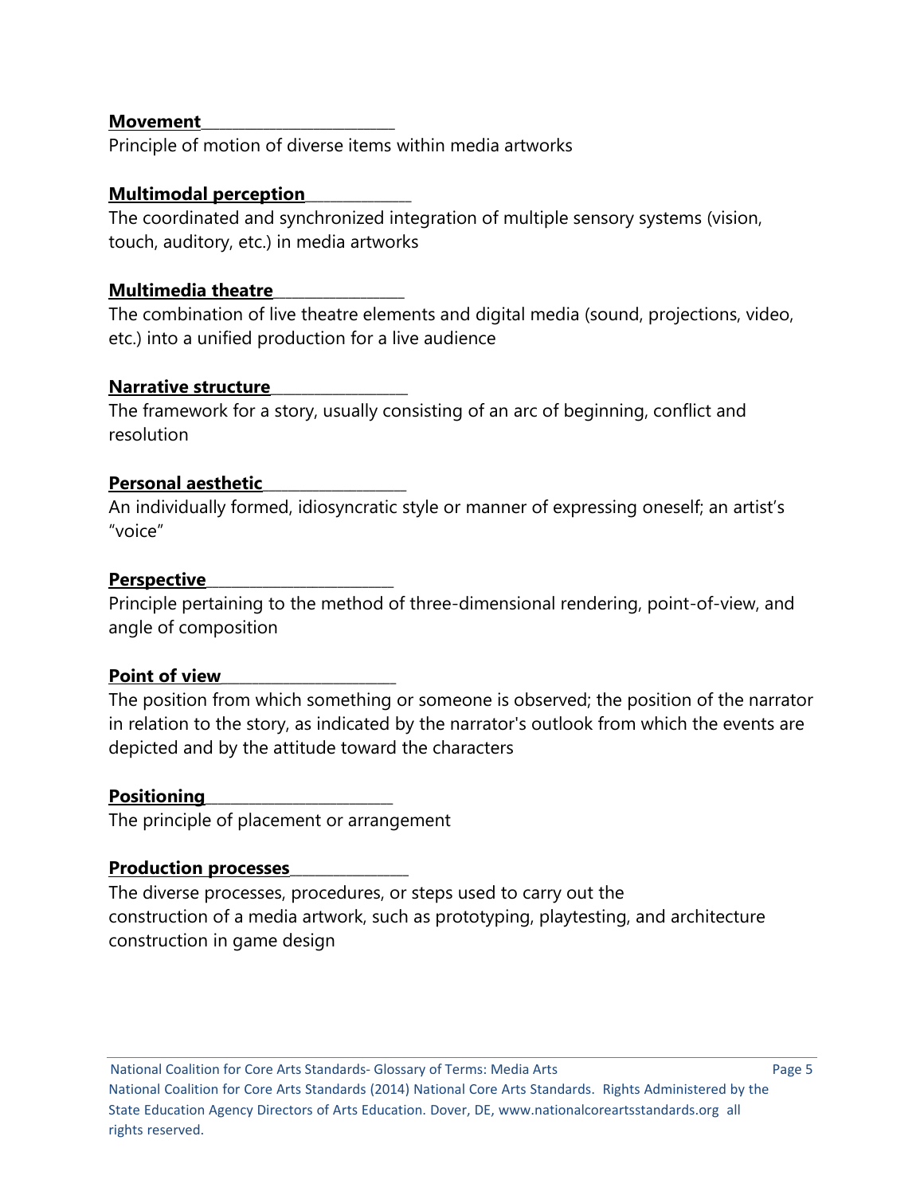**Movement**

Principle of motion of diverse items within media artworks

**Multimodal perception**

The coordinated and synchronized integration of multiple sensory systems (vision, touch, auditory, etc.) in media artworks

**Multimedia theatre**

The combination of live theatre elements and digital media (sound, projections, video, etc.) into a unified production for a live audience

**Narrative structure**

The framework for a story, usually consisting of an arc of beginning, conflict and resolution

**Personal aesthetic**

An individually formed, idiosyncratic style or manner of expressing oneself; an artist's "voice"

**Perspective**

Principle pertaining to the method of three-dimensional rendering, point-of-view, and angle of composition

**Point of view**

The position from which something or someone is observed; the position of the narrator in relation to the story, as indicated by the narrator's outlook from which the events are depicted and by the attitude toward the characters

**Positioning**

The principle of placement or arrangement

**Production processes**

The diverse processes, procedures, or steps used to carry out the construction of a media artwork, such as prototyping, playtesting, and architecture construction in game design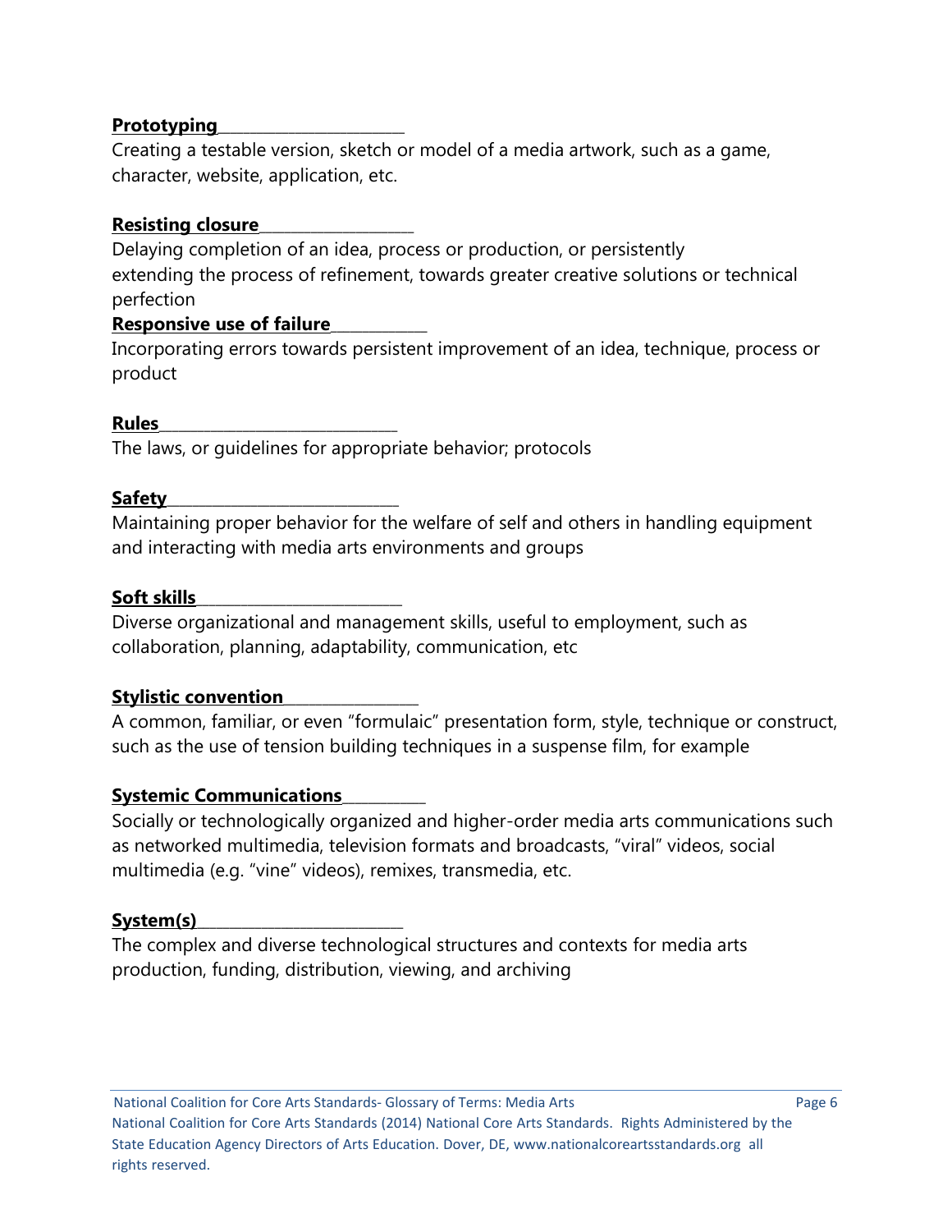**Prototyping**

Creating a testable version, sketch or model of a media artwork, such as a game, character, website, application, etc.

**Resisting closure**

Delaying completion of an idea, process or production, or persistently extending the process of refinement, towards greater creative solutions or technical perfection

**Responsive use of failure**

Incorporating errors towards persistent improvement of an idea, technique, process or product

**Rules**

The laws, or guidelines for appropriate behavior; protocols

**Safety**

Maintaining proper behavior for the welfare of self and others in handling equipment and interacting with media arts environments and groups

**Soft skills**

Diverse organizational and management skills, useful to employment, such as collaboration, planning, adaptability, communication, etc

**Stylistic convention**

A common, familiar, or even "formulaic" presentation form, style, technique or construct, such as the use of tension building techniques in a suspense film, for example

**Systemic Communications**

Socially or technologically organized and higher-order media arts communications such as networked multimedia, television formats and broadcasts, "viral" videos, social multimedia (e.g. "vine" videos), remixes, transmedia, etc.

**System(s)**

The complex and diverse technological structures and contexts for media arts production, funding, distribution, viewing, and archiving

National Coalition for Core Arts Standards- Glossary of Terms: Media Arts

National Coalition for Core Arts Standards (2014) National Core Arts Standards. Rights Administered by the State Education Agency Directors of Arts Education. Dover, DE, www.nationalcoreartsstandards.org all rights reserved.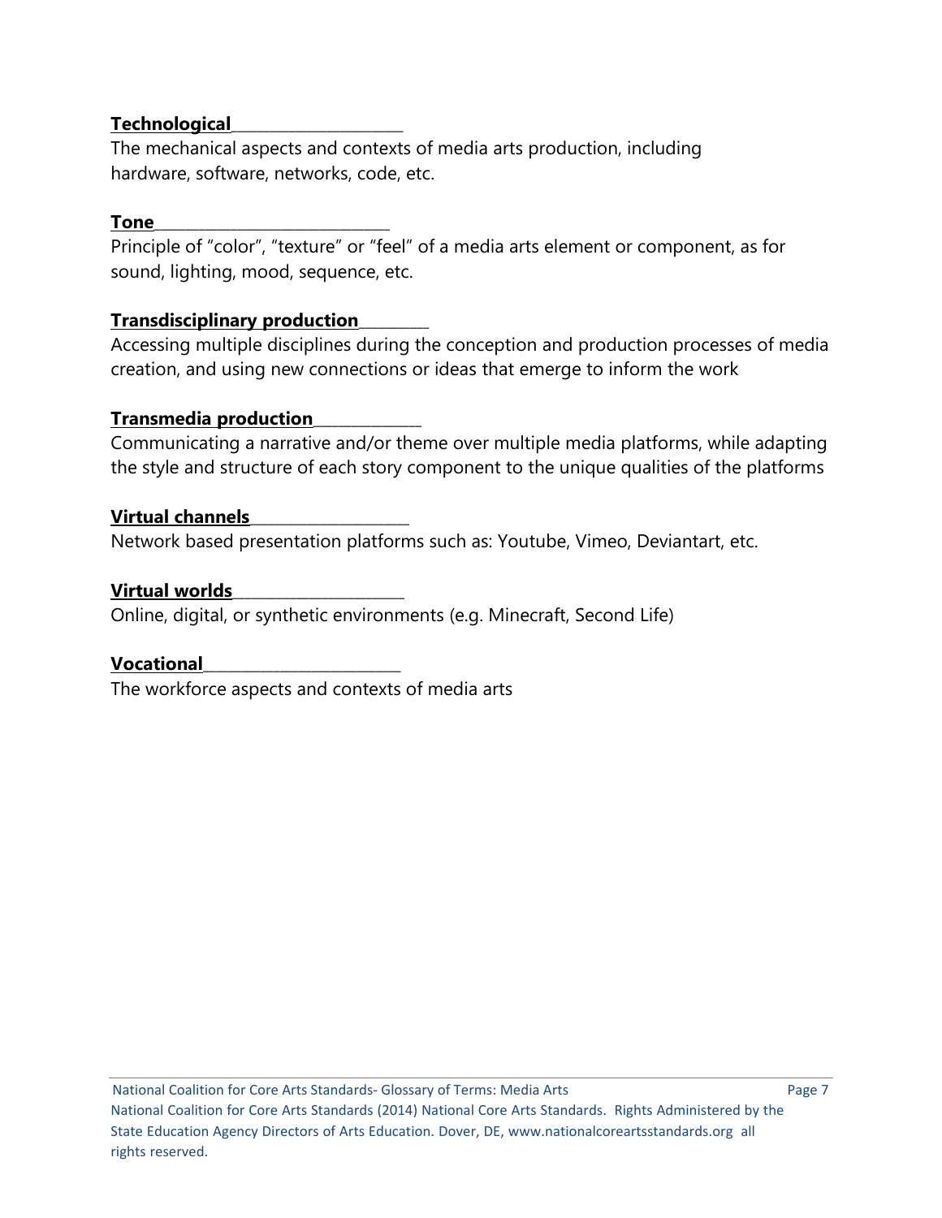**Technological**

The mechanical aspects and contexts of media arts production, including hardware, software, networks, code, etc.

**Tone**

Principle of “color”, “texture” or “feel” of a media arts element or component, as for sound, lighting, mood, sequence, etc.

**Transdisciplinary production**

Accessing multiple disciplines during the conception and production processes of media creation, and using new connections or ideas that emerge to inform the work

**Transmedia production**

Communicating a narrative and/or theme over multiple media platforms, while adapting the style and structure of each story component to the unique qualities of the platforms

**Virtual channels**

Network based presentation platforms such as: Youtube, Vimeo, Deviantart, etc.

**Virtual worlds**

Online, digital, or synthetic environments (e.g. Minecraft, Second Life)

**Vocational**

The workforce aspects and contexts of media arts